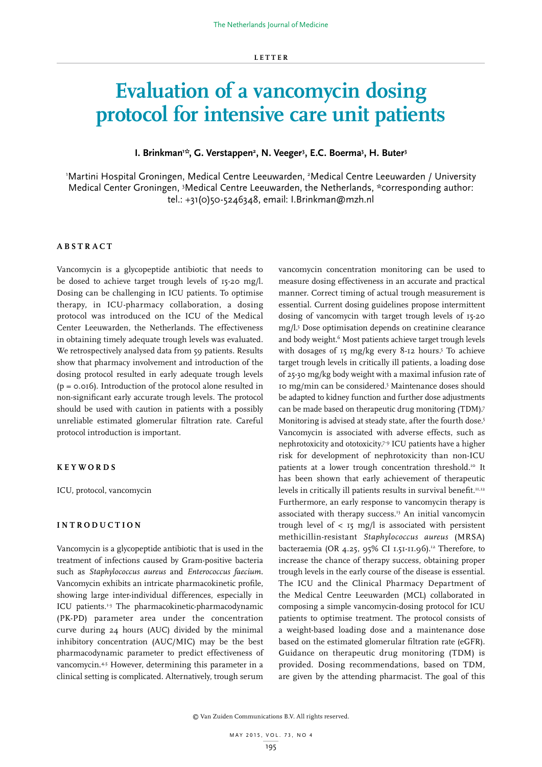LETTER

# Evaluation of a vancomycin dosing protocol for intensive care unit patients

**I. Brinkman[1]*, G. Verstappen[2], N. Veeger[3], E.C. Boerma[3], H. Buter[3]**

[1]Martini Hospital Groningen, Medical Centre Leeuwarden, [2]Medical Centre Leeuwarden / University Medical Center Groningen, [3]Medical Centre Leeuwarden, the Netherlands, *corresponding author: tel.: +31(0)50-5246348, email: I.Brinkman@mzh.nl

## ABSTRACT

Vancomycin is a glycopeptide antibiotic that needs to be dosed to achieve target trough levels of 15-20 mg/l. Dosing can be challenging in ICU patients. To optimise therapy, in ICU-pharmacy collaboration, a dosing protocol was introduced on the ICU of the Medical Center Leeuwarden, the Netherlands. The effectiveness in obtaining timely adequate trough levels was evaluated. We retrospectively analysed data from 59 patients. Results show that pharmacy involvement and introduction of the dosing protocol resulted in early adequate trough levels ($p = 0.016$). Introduction of the protocol alone resulted in non-significant early accurate trough levels. The protocol should be used with caution in patients with a possibly unreliable estimated glomerular filtration rate. Careful protocol introduction is important.

## KEYWORDS

ICU, protocol, vancomycin

## INTRODUCTION

Vancomycin is a glycopeptide antibiotic that is used in the treatment of infections caused by Gram-positive bacteria such as *Staphylococcus aureus* and *Enterococcus faecium*. Vancomycin exhibits an intricate pharmacokinetic profile, showing large inter-individual differences, especially in ICU patients.[1-3] The pharmacokinetic-pharmacodynamic (PK-PD) parameter area under the concentration curve during 24 hours (AUC) divided by the minimal inhibitory concentration (AUC/MIC) may be the best pharmacodynamic parameter to predict effectiveness of vancomycin.[4,5] However, determining this parameter in a clinical setting is complicated. Alternatively, trough serum vancomycin concentration monitoring can be used to measure dosing effectiveness in an accurate and practical manner. Correct timing of actual trough measurement is essential. Current dosing guidelines propose intermittent dosing of vancomycin with target trough levels of 15-20 mg/l.[5] Dose optimisation depends on creatinine clearance and body weight.[6] Most patients achieve target trough levels with dosages of 15 mg/kg every 8-12 hours.[5] To achieve target trough levels in critically ill patients, a loading dose of 25-30 mg/kg body weight with a maximal infusion rate of 10 mg/min can be considered.[5] Maintenance doses should be adapted to kidney function and further dose adjustments can be made based on therapeutic drug monitoring (TDM).[7] Monitoring is advised at steady state, after the fourth dose.[5] Vancomycin is associated with adverse effects, such as nephrotoxicity and ototoxicity.[7-9] ICU patients have a higher risk for development of nephrotoxicity than non-ICU patients at a lower trough concentration threshold.[10] It has been shown that early achievement of therapeutic levels in critically ill patients results in survival benefit.[11,12] Furthermore, an early response to vancomycin therapy is associated with therapy success.[13] An initial vancomycin trough level of < 15 mg/l is associated with persistent methicillin-resistant *Staphylococcus aureus* (MRSA) bacteraemia (OR 4.25, 95% CI 1.51-11.96).[12] Therefore, to increase the chance of therapy success, obtaining proper trough levels in the early course of the disease is essential. The ICU and the Clinical Pharmacy Department of the Medical Centre Leeuwarden (MCL) collaborated in composing a simple vancomycin-dosing protocol for ICU patients to optimise treatment. The protocol consists of a weight-based loading dose and a maintenance dose based on the estimated glomerular filtration rate (eGFR). Guidance on therapeutic drug monitoring (TDM) is provided. Dosing recommendations, based on TDM, are given by the attending pharmacist. The goal of this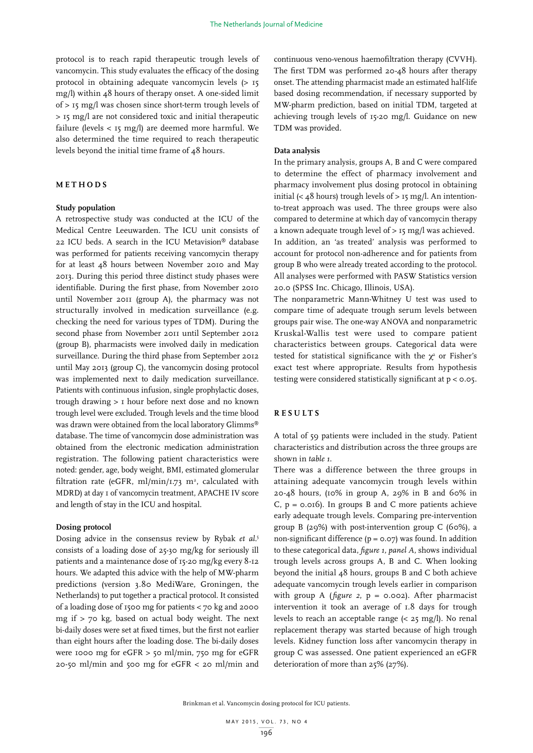protocol is to reach rapid therapeutic trough levels of vancomycin. This study evaluates the efficacy of the dosing protocol in obtaining adequate vancomycin levels (> 15 mg/l) within 48 hours of therapy onset. A one-sided limit of > 15 mg/l was chosen since short-term trough levels of > 15 mg/l are not considered toxic and initial therapeutic failure (levels < 15 mg/l) are deemed more harmful. We also determined the time required to reach therapeutic levels beyond the initial time frame of 48 hours.

## METHODS

### Study population

A retrospective study was conducted at the ICU of the Medical Centre Leeuwarden. The ICU unit consists of 22 ICU beds. A search in the ICU Metavision® database was performed for patients receiving vancomycin therapy for at least 48 hours between November 2010 and May 2013. During this period three distinct study phases were identifiable. During the first phase, from November 2010 until November 2011 (group A), the pharmacy was not structurally involved in medication surveillance (e.g. checking the need for various types of TDM). During the second phase from November 2011 until September 2012 (group B), pharmacists were involved daily in medication surveillance. During the third phase from September 2012 until May 2013 (group C), the vancomycin dosing protocol was implemented next to daily medication surveillance. Patients with continuous infusion, single prophylactic doses, trough drawing > 1 hour before next dose and no known trough level were excluded. Trough levels and the time blood was drawn were obtained from the local laboratory Glimms® database. The time of vancomycin dose administration was obtained from the electronic medication administration registration. The following patient characteristics were noted: gender, age, body weight, BMI, estimated glomerular filtration rate (eGFR, ml/min/1.73 $m^2$, calculated with MDRD) at day 1 of vancomycin treatment, APACHE IV score and length of stay in the ICU and hospital.

### Dosing protocol

Dosing advice in the consensus review by Rybak *et al.*[5] consists of a loading dose of 25-30 mg/kg for seriously ill patients and a maintenance dose of 15-20 mg/kg every 8-12 hours. We adapted this advice with the help of MW-pharm predictions (version 3.80 MediWare, Groningen, the Netherlands) to put together a practical protocol. It consisted of a loading dose of 1500 mg for patients < 70 kg and 2000 mg if > 70 kg, based on actual body weight. The next bi-daily doses were set at fixed times, but the first not earlier than eight hours after the loading dose. The bi-daily doses were 1000 mg for eGFR > 50 ml/min, 750 mg for eGFR 20-50 ml/min and 500 mg for eGFR < 20 ml/min and continuous veno-venous haemofiltration therapy (CVVH). The first TDM was performed 20-48 hours after therapy onset. The attending pharmacist made an estimated half-life based dosing recommendation, if necessary supported by MW-pharm prediction, based on initial TDM, targeted at achieving trough levels of 15-20 mg/l. Guidance on new TDM was provided.

### Data analysis

In the primary analysis, groups A, B and C were compared to determine the effect of pharmacy involvement and pharmacy involvement plus dosing protocol in obtaining initial (< 48 hours) trough levels of > 15 mg/l. An intention-to-treat approach was used. The three groups were also compared to determine at which day of vancomycin therapy a known adequate trough level of > 15 mg/l was achieved.

In addition, an 'as treated' analysis was performed to account for protocol non-adherence and for patients from group B who were already treated according to the protocol. All analyses were performed with PASW Statistics version 20.0 (SPSS Inc. Chicago, Illinois, USA).

The nonparametric Mann-Whitney U test was used to compare time of adequate trough serum levels between groups pair wise. The one-way ANOVA and nonparametric Kruskal-Wallis test were used to compare patient characteristics between groups. Categorical data were tested for statistical significance with the $\chi^2$ or Fisher's exact test where appropriate. Results from hypothesis testing were considered statistically significant at $p < 0.05$.

## RESULTS

A total of 59 patients were included in the study. Patient characteristics and distribution across the three groups are shown in *table 1*.

There was a difference between the three groups in attaining adequate vancomycin trough levels within 20-48 hours, (10% in group A, 29% in B and 60% in C, $p = 0.016$). In groups B and C more patients achieve early adequate trough levels. Comparing pre-intervention group B (29%) with post-intervention group C (60%), a non-significant difference ($p = 0.07$) was found. In addition to these categorical data, *figure 1, panel A*, shows individual trough levels across groups A, B and C. When looking beyond the initial 48 hours, groups B and C both achieve adequate vancomycin trough levels earlier in comparison with group A (*figure 2*, $p = 0.002$). After pharmacist intervention it took an average of 1.8 days for trough levels to reach an acceptable range (< 25 mg/l). No renal replacement therapy was started because of high trough levels. Kidney function loss after vancomycin therapy in group C was assessed. One patient experienced an eGFR deterioration of more than 25% (27%).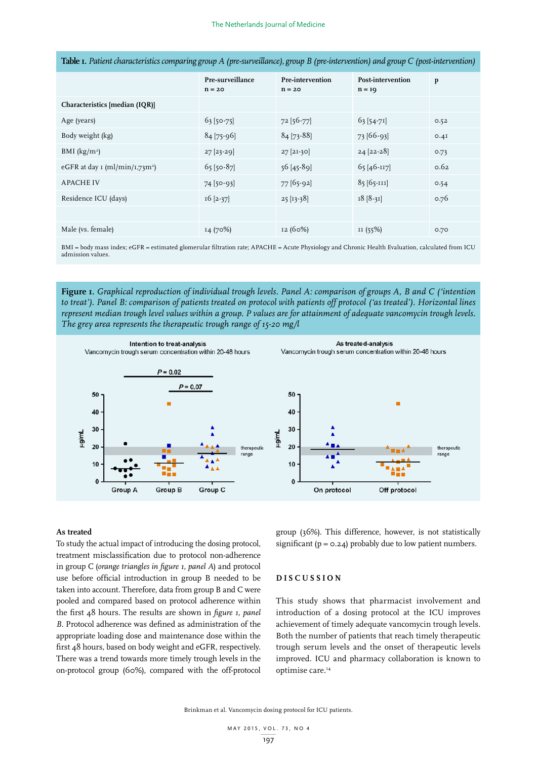**Table 1.** *Patient characteristics comparing group A (pre-surveillance), group B (pre-intervention) and group C (post-intervention)*

| | Pre-surveillance n = 20 | Pre-intervention n = 20 | Post-intervention n = 19 | p |
|---|---|---|---|---|
| **Characteristics [median (IQR)]** | | | | |
| Age (years) | 63 [50-75] | 72 [56-77] | 63 [54-71] | 0.52 |
| Body weight (kg) | 84 [75-96] | 84 [73-88] | 73 [66-93] | 0.41 |
| BMI (kg/m²) | 27 [23-29] | 27 [21-30] | 24 [22-28] | 0.73 |
| eGFR at day 1 (ml/min/1,73m²) | 65 [50-87] | 56 [45-89] | 65 [46-117] | 0.62 |
| APACHE IV | 74 [50-93] | 77 [65-92] | 85 [65-111] | 0.54 |
| Residence ICU (days) | 16 [2-37] | 25 [13-38] | 18 [8-31] | 0.76 |
| | | | | |
| Male (vs. female) | 14 (70%) | 12 (60%) | 11 (55%) | 0.70 |

BMI = body mass index; eGFR = estimated glomerular filtration rate; APACHE = Acute Physiology and Chronic Health Evaluation, calculated from ICU admission values.

**Figure 1.** *Graphical reproduction of individual trough levels. Panel A: comparison of groups A, B and C ('intention to treat'). Panel B: comparison of patients treated on protocol with patients off protocol ('as treated'). Horizontal lines represent median trough level values within a group. P values are for attainment of adequate vancomycin trough levels. The grey area represents the therapeutic trough range of 15-20 mg/l*

### As treated

To study the actual impact of introducing the dosing protocol, treatment misclassification due to protocol non-adherence in group C (*orange triangles in figure 1, panel A*) and protocol use before official introduction in group B needed to be taken into account. Therefore, data from group B and C were pooled and compared based on protocol adherence within the first 48 hours. The results are shown in *figure 1, panel B*. Protocol adherence was defined as administration of the appropriate loading dose and maintenance dose within the first 48 hours, based on body weight and eGFR, respectively. There was a trend towards more timely trough levels in the on-protocol group (60%), compared with the off-protocol group (36%). This difference, however, is not statistically significant (p = 0.24) probably due to low patient numbers.

## DISCUSSION

This study shows that pharmacist involvement and introduction of a dosing protocol at the ICU improves achievement of timely adequate vancomycin trough levels. Both the number of patients that reach timely therapeutic trough serum levels and the onset of therapeutic levels improved. ICU and pharmacy collaboration is known to optimise care.[14]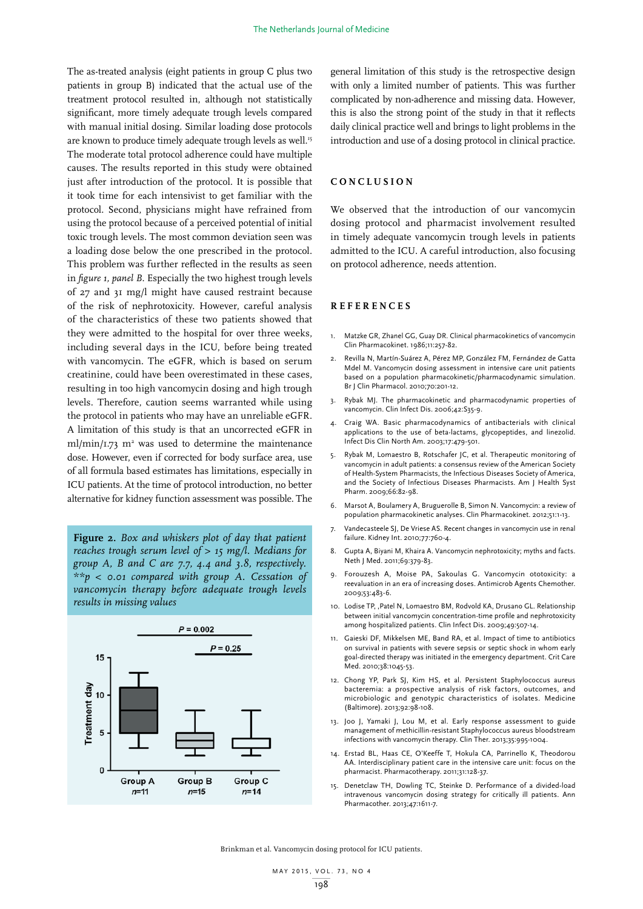The as-treated analysis (eight patients in group C plus two patients in group B) indicated that the actual use of the treatment protocol resulted in, although not statistically significant, more timely adequate trough levels compared with manual initial dosing. Similar loading dose protocols are known to produce timely adequate trough levels as well.[15] The moderate total protocol adherence could have multiple causes. The results reported in this study were obtained just after introduction of the protocol. It is possible that it took time for each intensivist to get familiar with the protocol. Second, physicians might have refrained from using the protocol because of a perceived potential of initial toxic trough levels. The most common deviation seen was a loading dose below the one prescribed in the protocol. This problem was further reflected in the results as seen in *figure 1, panel B*. Especially the two highest trough levels of 27 and 31 mg/l might have caused restraint because of the risk of nephrotoxicity. However, careful analysis of the characteristics of these two patients showed that they were admitted to the hospital for over three weeks, including several days in the ICU, before being treated with vancomycin. The eGFR, which is based on serum creatinine, could have been overestimated in these cases, resulting in too high vancomycin dosing and high trough levels. Therefore, caution seems warranted while using the protocol in patients who may have an unreliable eGFR. A limitation of this study is that an uncorrected eGFR in ml/min/1.73 m$^2$ was used to determine the maintenance dose. However, even if corrected for body surface area, use of all formula based estimates has limitations, especially in ICU patients. At the time of protocol introduction, no better alternative for kidney function assessment was possible. The general limitation of this study is the retrospective design with only a limited number of patients. This was further complicated by non-adherence and missing data. However, this is also the strong point of the study in that it reflects daily clinical practice well and brings to light problems in the introduction and use of a dosing protocol in clinical practice.

**Figure 2.** *Box and whiskers plot of day that patient reaches trough serum level of > 15 mg/l. Medians for group A, B and C are 7.7, 4.4 and 3.8, respectively. \*\*p < 0.01 compared with group A. Cessation of vancomycin therapy before adequate trough levels results in missing values*

P = 0.002
P = 0.25
Treatment day
15
10
5
0
Group A
n=11
Group B
n=15
Group C
n=14

## CONCLUSION

We observed that the introduction of our vancomycin dosing protocol and pharmacist involvement resulted in timely adequate vancomycin trough levels in patients admitted to the ICU. A careful introduction, also focusing on protocol adherence, needs attention.

## REFERENCES

1. Matzke GR, Zhanel GG, Guay DR. Clinical pharmacokinetics of vancomycin Clin Pharmacokinet. 1986;11:257-82.
2. Revilla N, Martín-Suárez A, Pérez MP, González FM, Fernández de Gatta Mdel M. Vancomycin dosing assessment in intensive care unit patients based on a population pharmacokinetic/pharmacodynamic simulation. Br J Clin Pharmacol. 2010;70:201-12.
3. Rybak MJ. The pharmacokinetic and pharmacodynamic properties of vancomycin. Clin Infect Dis. 2006;42:S35-9.
4. Craig WA. Basic pharmacodynamics of antibacterials with clinical applications to the use of beta-lactams, glycopeptides, and linezolid. Infect Dis Clin North Am. 2003;17:479-501.
5. Rybak M, Lomaestro B, Rotschafer JC, et al. Therapeutic monitoring of vancomycin in adult patients: a consensus review of the American Society of Health-System Pharmacists, the Infectious Diseases Society of America, and the Society of Infectious Diseases Pharmacists. Am J Health Syst Pharm. 2009;66:82-98.
6. Marsot A, Boulamery A, Bruguerolle B, Simon N. Vancomycin: a review of population pharmacokinetic analyses. Clin Pharmacokinet. 2012;51:1-13.
7. Vandecasteele SJ, De Vriese AS. Recent changes in vancomycin use in renal failure. Kidney Int. 2010;77:760-4.
8. Gupta A, Biyani M, Khaira A. Vancomycin nephrotoxicity; myths and facts. Neth J Med. 2011;69:379-83.
9. Forouzesh A, Moise PA, Sakoulas G. Vancomycin ototoxicity: a reevaluation in an era of increasing doses. Antimicrob Agents Chemother. 2009;53:483-6.
10. Lodise TP, ,Patel N, Lomaestro BM, Rodvold KA, Drusano GL. Relationship between initial vancomycin concentration-time profile and nephrotoxicity among hospitalized patients. Clin Infect Dis. 2009;49:507-14.
11. Gaieski DF, Mikkelsen ME, Band RA, et al. Impact of time to antibiotics on survival in patients with severe sepsis or septic shock in whom early goal-directed therapy was initiated in the emergency department. Crit Care Med. 2010;38:1045-53.
12. Chong YP, Park SJ, Kim HS, et al. Persistent Staphylococcus aureus bacteremia: a prospective analysis of risk factors, outcomes, and microbiologic and genotypic characteristics of isolates. Medicine (Baltimore). 2013;92:98-108.
13. Joo J, Yamaki J, Lou M, et al. Early response assessment to guide management of methicillin-resistant Staphylococcus aureus bloodstream infections with vancomycin therapy. Clin Ther. 2013;35:995-1004.
14. Erstad BL, Haas CE, O'Keeffe T, Hokula CA, Parrinello K, Theodorou AA. Interdisciplinary patient care in the intensive care unit: focus on the pharmacist. Pharmacotherapy. 2011;31:128-37.
15. Denetclaw TH, Dowling TC, Steinke D. Performance of a divided-load intravenous vancomycin dosing strategy for critically ill patients. Ann Pharmacother. 2013;47:1611-7.